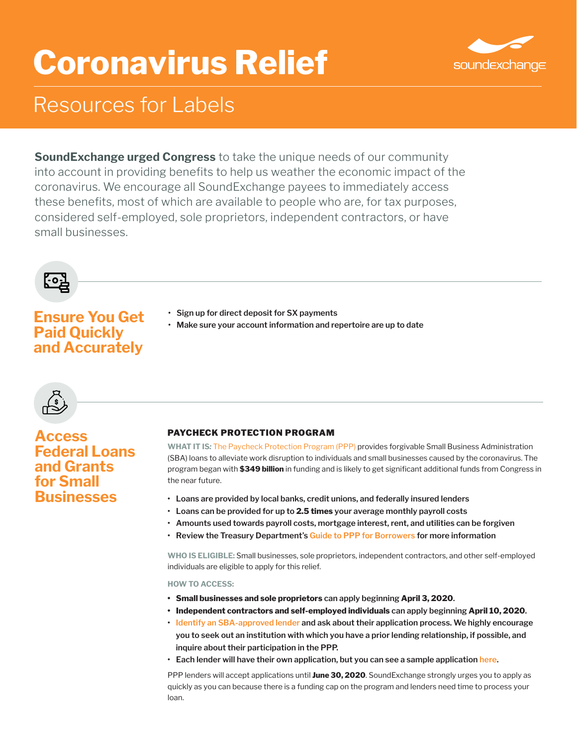# Coronavirus Relief

## Resources for Labels

**SoundExchange urged Congress** to take the unique needs of our community into account in providing benefits to help us weather the economic impact of the coronavirus. We encourage all SoundExchange payees to immediately access these benefits, most of which are available to people who are, for tax purposes, considered self-employed, sole proprietors, independent contractors, or have small businesses.

## Ensure You Get Paid Quickly and Accurately

- **Sign up for direct deposit for SX payments**
- **Make sure your account information and repertoire are up to date**

## Access Federal Loans and Grants for Small Businesses

### PAYCHECK PROTECTION PROGRAM

**WHAT IT IS:** The Paycheck Protection Program (PPP) provides forgivable Small Business Administration (SBA) loans to alleviate work disruption to individuals and small businesses caused by the coronavirus. The program began with **$349 billion** in funding and is likely to get significant additional funds from Congress in the near future.

- **Loans are provided by local banks, credit unions, and federally insured lenders**
- **Loans can be provided for up to 2.5 times your average monthly payroll costs**
- **Amounts used towards payroll costs, mortgage interest, rent, and utilities can be forgiven**
- **Review the Treasury Department's Guide to PPP for Borrowers for more information**

**WHO IS ELIGIBLE:** Small businesses, sole proprietors, independent contractors, and other self-employed individuals are eligible to apply for this relief.

**HOW TO ACCESS:**

- **Small businesses and sole proprietors** can apply beginning **April 3, 2020**.
- **Independent contractors and self-employed individuals** can apply beginning **April 10, 2020**.
- **Identify an SBA-approved lender and ask about their application process. We highly encourage you to seek out an institution with which you have a prior lending relationship, if possible, and inquire about their participation in the PPP.**
- **Each lender will have their own application, but you can see a sample application here.**

PPP lenders will accept applications until **June 30, 2020**. SoundExchange strongly urges you to apply as quickly as you can because there is a funding cap on the program and lenders need time to process your loan.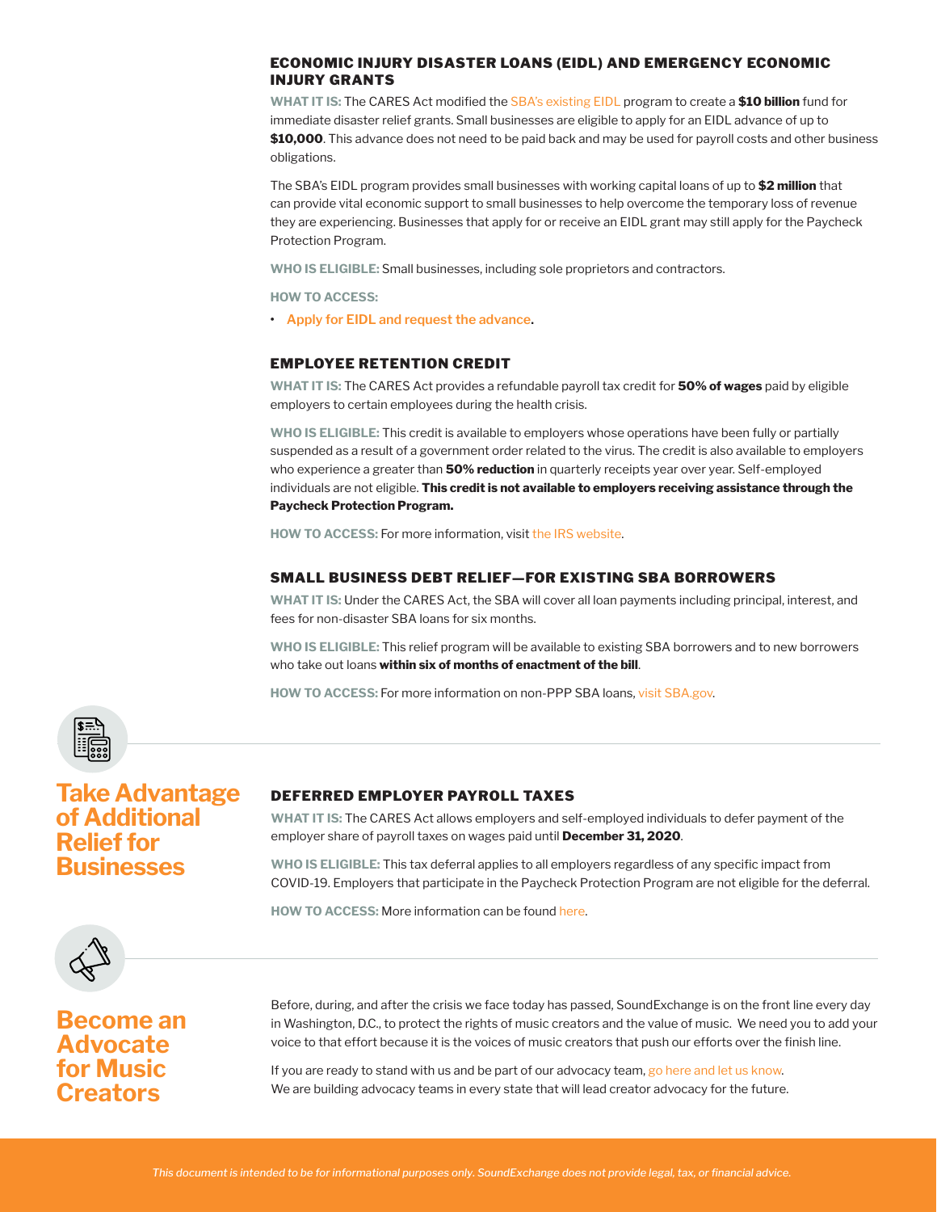### ECONOMIC INJURY DISASTER LOANS (EIDL) AND EMERGENCY ECONOMIC INJURY GRANTS

**WHAT IT IS:** The CARES Act modified the SBA's existing EIDL program to create a **$10 billion** fund for immediate disaster relief grants. Small businesses are eligible to apply for an EIDL advance of up to **$10,000**. This advance does not need to be paid back and may be used for payroll costs and other business obligations.

The SBA's EIDL program provides small businesses with working capital loans of up to **$2 million** that can provide vital economic support to small businesses to help overcome the temporary loss of revenue they are experiencing. Businesses that apply for or receive an EIDL grant may still apply for the Paycheck Protection Program.

**WHO IS ELIGIBLE:** Small businesses, including sole proprietors and contractors.

**HOW TO ACCESS:**

- Apply for EIDL and request the advance.

### EMPLOYEE RETENTION CREDIT

**WHAT IT IS:** The CARES Act provides a refundable payroll tax credit for **50% of wages** paid by eligible employers to certain employees during the health crisis.

**WHO IS ELIGIBLE:** This credit is available to employers whose operations have been fully or partially suspended as a result of a government order related to the virus. The credit is also available to employers who experience a greater than **50% reduction** in quarterly receipts year over year. Self-employed individuals are not eligible. **This credit is not available to employers receiving assistance through the Paycheck Protection Program.**

**HOW TO ACCESS:** For more information, visit the IRS website.

### SMALL BUSINESS DEBT RELIEF—FOR EXISTING SBA BORROWERS

**WHAT IT IS:** Under the CARES Act, the SBA will cover all loan payments including principal, interest, and fees for non-disaster SBA loans for six months.

**WHO IS ELIGIBLE:** This relief program will be available to existing SBA borrowers and to new borrowers who take out loans **within six of months of enactment of the bill**.

**HOW TO ACCESS:** For more information on non-PPP SBA loans, visit SBA.gov.

## Take Advantage of Additional Relief for Businesses

### DEFERRED EMPLOYER PAYROLL TAXES

**WHAT IT IS:** The CARES Act allows employers and self-employed individuals to defer payment of the employer share of payroll taxes on wages paid until **December 31, 2020**.

**WHO IS ELIGIBLE:** This tax deferral applies to all employers regardless of any specific impact from COVID-19. Employers that participate in the Paycheck Protection Program are not eligible for the deferral.

**HOW TO ACCESS:** More information can be found here.

## Become an Advocate for Music Creators

Before, during, and after the crisis we face today has passed, SoundExchange is on the front line every day in Washington, D.C., to protect the rights of music creators and the value of music. We need you to add your voice to that effort because it is the voices of music creators that push our efforts over the finish line.

If you are ready to stand with us and be part of our advocacy team, go here and let us know. We are building advocacy teams in every state that will lead creator advocacy for the future.

*This document is intended to be for informational purposes only. SoundExchange does not provide legal, tax, or financial advice.*